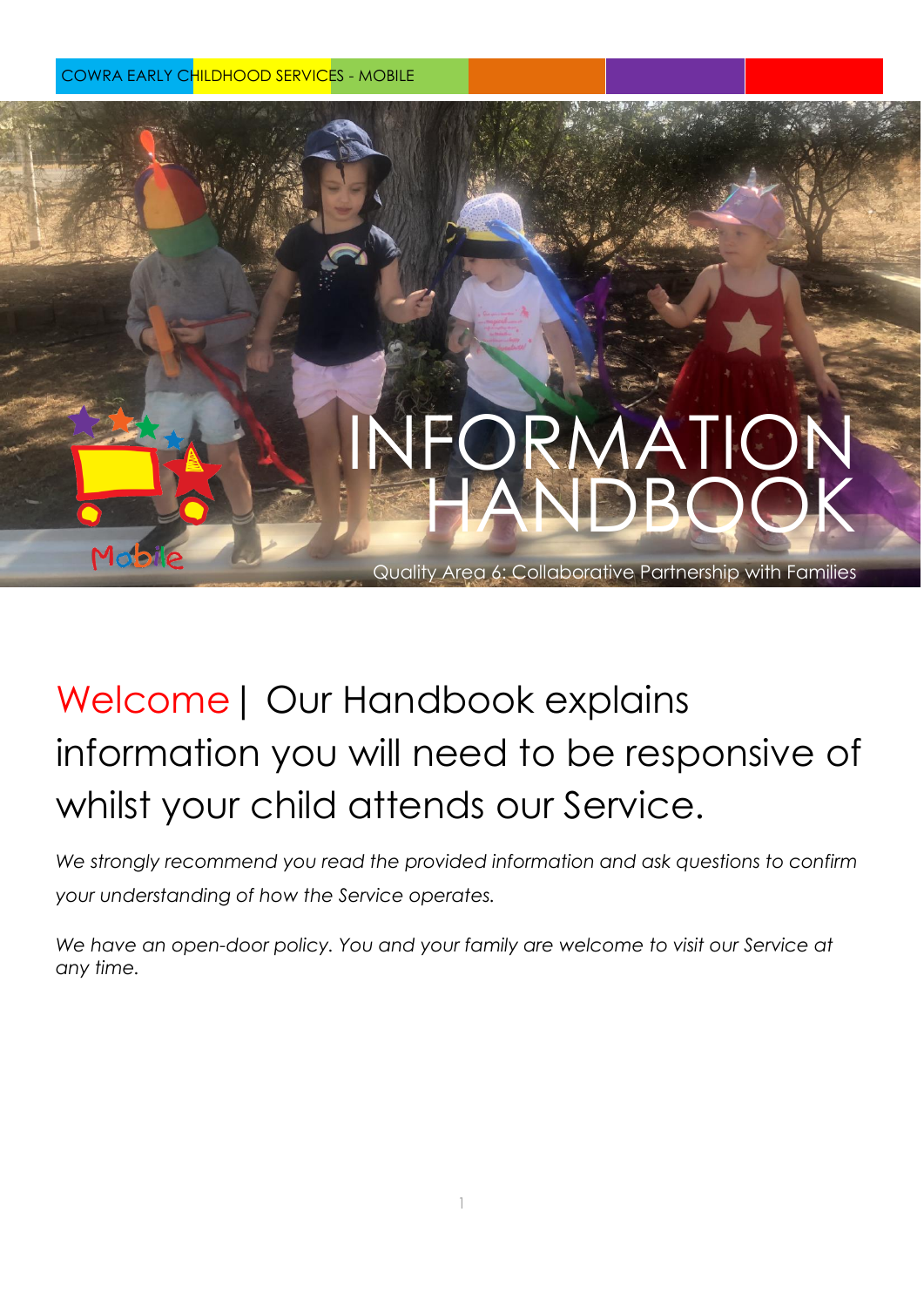COWRA EARLY CHILDHOOD SERVICES - MOBILE

# INFORMATION HANDBOOK

Quality Area 6: Collaborative Partnership with Families

## Welcome | Our Handbook explains information you will need to be responsive of whilst your child attends our Service.

*We strongly recommend you read the provided information and ask questions to confirm your understanding of how the Service operates.*

*We have an open-door policy. You and your family are welcome to visit our Service at any time.*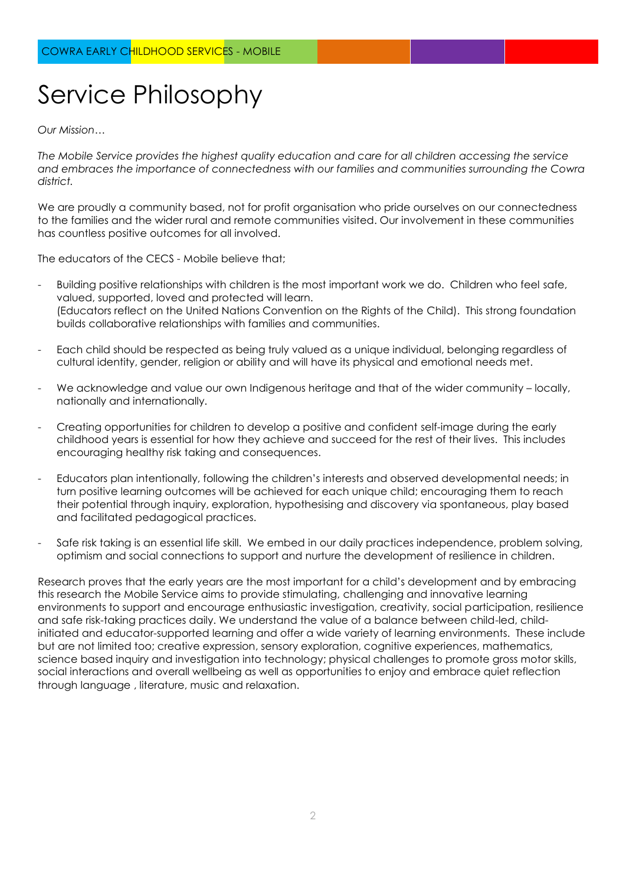# Service Philosophy

*Our Mission…*

*The Mobile Service provides the highest quality education and care for all children accessing the service and embraces the importance of connectedness with our families and communities surrounding the Cowra district.*

We are proudly a community based, not for profit organisation who pride ourselves on our connectedness to the families and the wider rural and remote communities visited. Our involvement in these communities has countless positive outcomes for all involved.

The educators of the CECS - Mobile believe that;

- Building positive relationships with children is the most important work we do. Children who feel safe, valued, supported, loved and protected will learn. (Educators reflect on the United Nations Convention on the Rights of the Child). This strong foundation builds collaborative relationships with families and communities.
- Each child should be respected as being truly valued as a unique individual, belonging regardless of cultural identity, gender, religion or ability and will have its physical and emotional needs met.
- We acknowledge and value our own Indigenous heritage and that of the wider community – locally, nationally and internationally.
- Creating opportunities for children to develop a positive and confident self-image during the early childhood years is essential for how they achieve and succeed for the rest of their lives. This includes encouraging healthy risk taking and consequences.
- Educators plan intentionally, following the children's interests and observed developmental needs; in turn positive learning outcomes will be achieved for each unique child; encouraging them to reach their potential through inquiry, exploration, hypothesising and discovery via spontaneous, play based and facilitated pedagogical practices.
- Safe risk taking is an essential life skill. We embed in our daily practices independence, problem solving, optimism and social connections to support and nurture the development of resilience in children.

Research proves that the early years are the most important for a child's development and by embracing this research the Mobile Service aims to provide stimulating, challenging and innovative learning environments to support and encourage enthusiastic investigation, creativity, social participation, resilience and safe risk-taking practices daily. We understand the value of a balance between child-led, child-initiated and educator-supported learning and offer a wide variety of learning environments. These include but are not limited too; creative expression, sensory exploration, cognitive experiences, mathematics, science based inquiry and investigation into technology; physical challenges to promote gross motor skills, social interactions and overall wellbeing as well as opportunities to enjoy and embrace quiet reflection through language , literature, music and relaxation.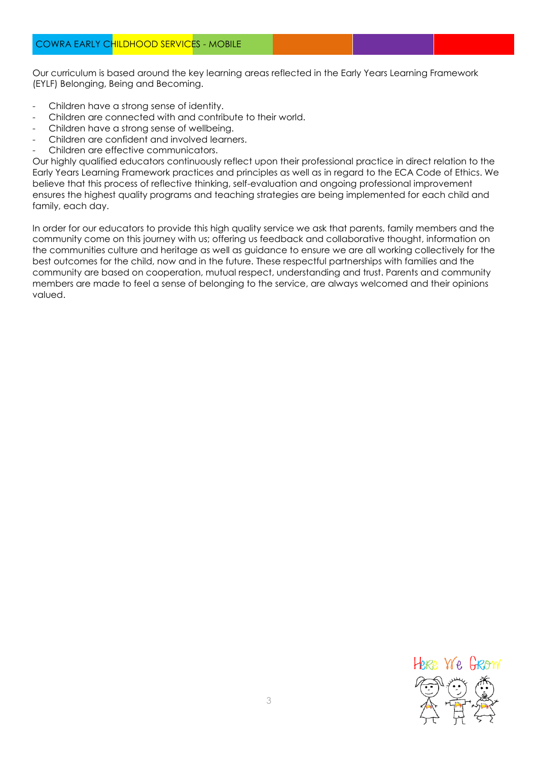Our curriculum is based around the key learning areas reflected in the Early Years Learning Framework (EYLF) Belonging, Being and Becoming.

- Children have a strong sense of identity.
- Children are connected with and contribute to their world.
- Children have a strong sense of wellbeing.
- Children are confident and involved learners.
- Children are effective communicators.

Our highly qualified educators continuously reflect upon their professional practice in direct relation to the Early Years Learning Framework practices and principles as well as in regard to the ECA Code of Ethics. We believe that this process of reflective thinking, self-evaluation and ongoing professional improvement ensures the highest quality programs and teaching strategies are being implemented for each child and family, each day.

In order for our educators to provide this high quality service we ask that parents, family members and the community come on this journey with us; offering us feedback and collaborative thought, information on the communities culture and heritage as well as guidance to ensure we are all working collectively for the best outcomes for the child, now and in the future. These respectful partnerships with families and the community are based on cooperation, mutual respect, understanding and trust. Parents and community members are made to feel a sense of belonging to the service, are always welcomed and their opinions valued.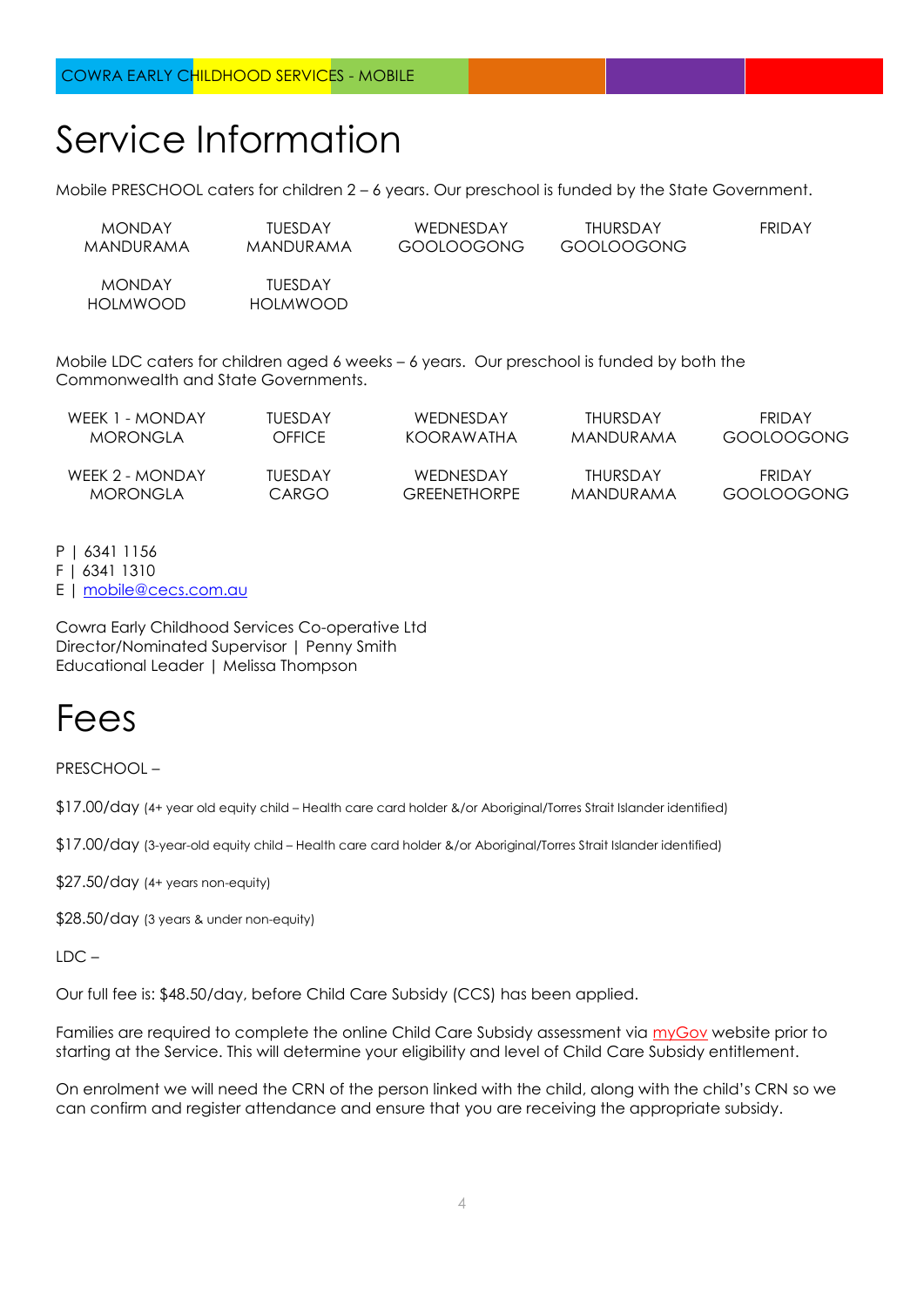# Service Information

Mobile PRESCHOOL caters for children 2 – 6 years. Our preschool is funded by the State Government.

| MONDAY<br>MANDURAMA | TUESDAY<br>MANDURAMA | WEDNESDAY<br>GOOLOOGONG | THURSDAY<br>GOOLOOGONG | FRIDAY |
|---|---|---|---|---|
| MONDAY<br>HOLMWOOD | TUESDAY<br>HOLMWOOD | | | |

Mobile LDC caters for children aged 6 weeks – 6 years. Our preschool is funded by both the Commonwealth and State Governments.

| WEEK 1 - MONDAY<br>MORONGLA | TUESDAY<br>OFFICE | WEDNESDAY<br>KOORAWATHA | THURSDAY<br>MANDURAMA | FRIDAY<br>GOOLOOGONG |
|---|---|---|---|---|
| WEEK 2 - MONDAY<br>MORONGLA | TUESDAY<br>CARGO | WEDNESDAY<br>GREENETHORPE | THURSDAY<br>MANDURAMA | FRIDAY<br>GOOLOOGONG |

P | 6341 1156
F | 6341 1310
E | mobile@cecs.com.au

Cowra Early Childhood Services Co-operative Ltd
Director/Nominated Supervisor | Penny Smith
Educational Leader | Melissa Thompson

# Fees

PRESCHOOL –

$17.00/day (4+ year old equity child – Health care card holder &/or Aboriginal/Torres Strait Islander identified)

$17.00/day (3-year-old equity child – Health care card holder &/or Aboriginal/Torres Strait Islander identified)

$27.50/day (4+ years non-equity)

$28.50/day (3 years & under non-equity)

LDC –

Our full fee is: $48.50/day, before Child Care Subsidy (CCS) has been applied.

Families are required to complete the online Child Care Subsidy assessment via myGov website prior to starting at the Service. This will determine your eligibility and level of Child Care Subsidy entitlement.

On enrolment we will need the CRN of the person linked with the child, along with the child's CRN so we can confirm and register attendance and ensure that you are receiving the appropriate subsidy.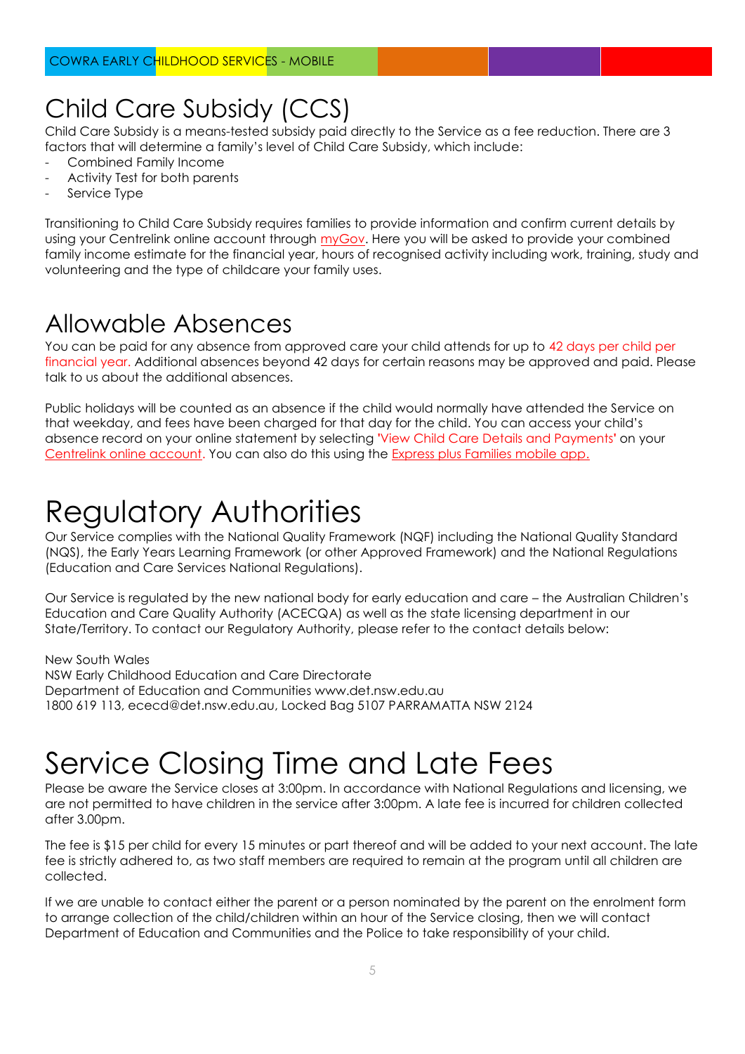# Child Care Subsidy (CCS)

Child Care Subsidy is a means-tested subsidy paid directly to the Service as a fee reduction. There are 3 factors that will determine a family's level of Child Care Subsidy, which include:

- Combined Family Income
- Activity Test for both parents
- Service Type

Transitioning to Child Care Subsidy requires families to provide information and confirm current details by using your Centrelink online account through myGov. Here you will be asked to provide your combined family income estimate for the financial year, hours of recognised activity including work, training, study and volunteering and the type of childcare your family uses.

# Allowable Absences

You can be paid for any absence from approved care your child attends for up to 42 days per child per financial year. Additional absences beyond 42 days for certain reasons may be approved and paid. Please talk to us about the additional absences.

Public holidays will be counted as an absence if the child would normally have attended the Service on that weekday, and fees have been charged for that day for the child. You can access your child's absence record on your online statement by selecting 'View Child Care Details and Payments' on your Centrelink online account. You can also do this using the Express plus Families mobile app.

# Regulatory Authorities

Our Service complies with the National Quality Framework (NQF) including the National Quality Standard (NQS), the Early Years Learning Framework (or other Approved Framework) and the National Regulations (Education and Care Services National Regulations).

Our Service is regulated by the new national body for early education and care – the Australian Children's Education and Care Quality Authority (ACECQA) as well as the state licensing department in our State/Territory. To contact our Regulatory Authority, please refer to the contact details below:

New South Wales
NSW Early Childhood Education and Care Directorate
Department of Education and Communities www.det.nsw.edu.au
1800 619 113, ececd@det.nsw.edu.au, Locked Bag 5107 PARRAMATTA NSW 2124

# Service Closing Time and Late Fees

Please be aware the Service closes at 3:00pm. In accordance with National Regulations and licensing, we are not permitted to have children in the service after 3:00pm. A late fee is incurred for children collected after 3.00pm.

The fee is $15 per child for every 15 minutes or part thereof and will be added to your next account. The late fee is strictly adhered to, as two staff members are required to remain at the program until all children are collected.

If we are unable to contact either the parent or a person nominated by the parent on the enrolment form to arrange collection of the child/children within an hour of the Service closing, then we will contact Department of Education and Communities and the Police to take responsibility of your child.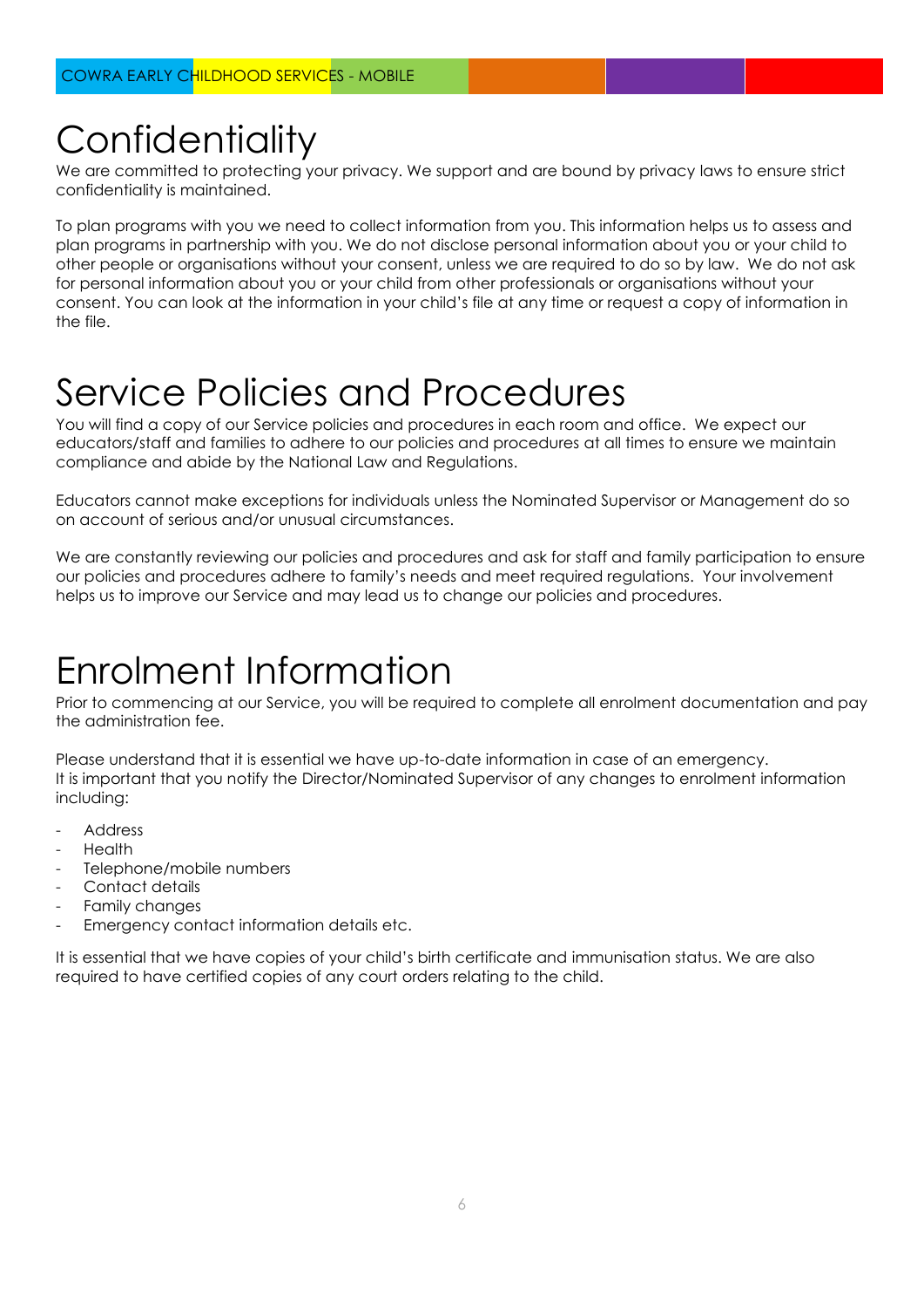# Confidentiality

We are committed to protecting your privacy. We support and are bound by privacy laws to ensure strict confidentiality is maintained.

To plan programs with you we need to collect information from you. This information helps us to assess and plan programs in partnership with you. We do not disclose personal information about you or your child to other people or organisations without your consent, unless we are required to do so by law. We do not ask for personal information about you or your child from other professionals or organisations without your consent. You can look at the information in your child's file at any time or request a copy of information in the file.

# Service Policies and Procedures

You will find a copy of our Service policies and procedures in each room and office. We expect our educators/staff and families to adhere to our policies and procedures at all times to ensure we maintain compliance and abide by the National Law and Regulations.

Educators cannot make exceptions for individuals unless the Nominated Supervisor or Management do so on account of serious and/or unusual circumstances.

We are constantly reviewing our policies and procedures and ask for staff and family participation to ensure our policies and procedures adhere to family's needs and meet required regulations. Your involvement helps us to improve our Service and may lead us to change our policies and procedures.

# Enrolment Information

Prior to commencing at our Service, you will be required to complete all enrolment documentation and pay the administration fee.

Please understand that it is essential we have up-to-date information in case of an emergency.
It is important that you notify the Director/Nominated Supervisor of any changes to enrolment information including:

- Address
- Health
- Telephone/mobile numbers
- Contact details
- Family changes
- Emergency contact information details etc.

It is essential that we have copies of your child's birth certificate and immunisation status. We are also required to have certified copies of any court orders relating to the child.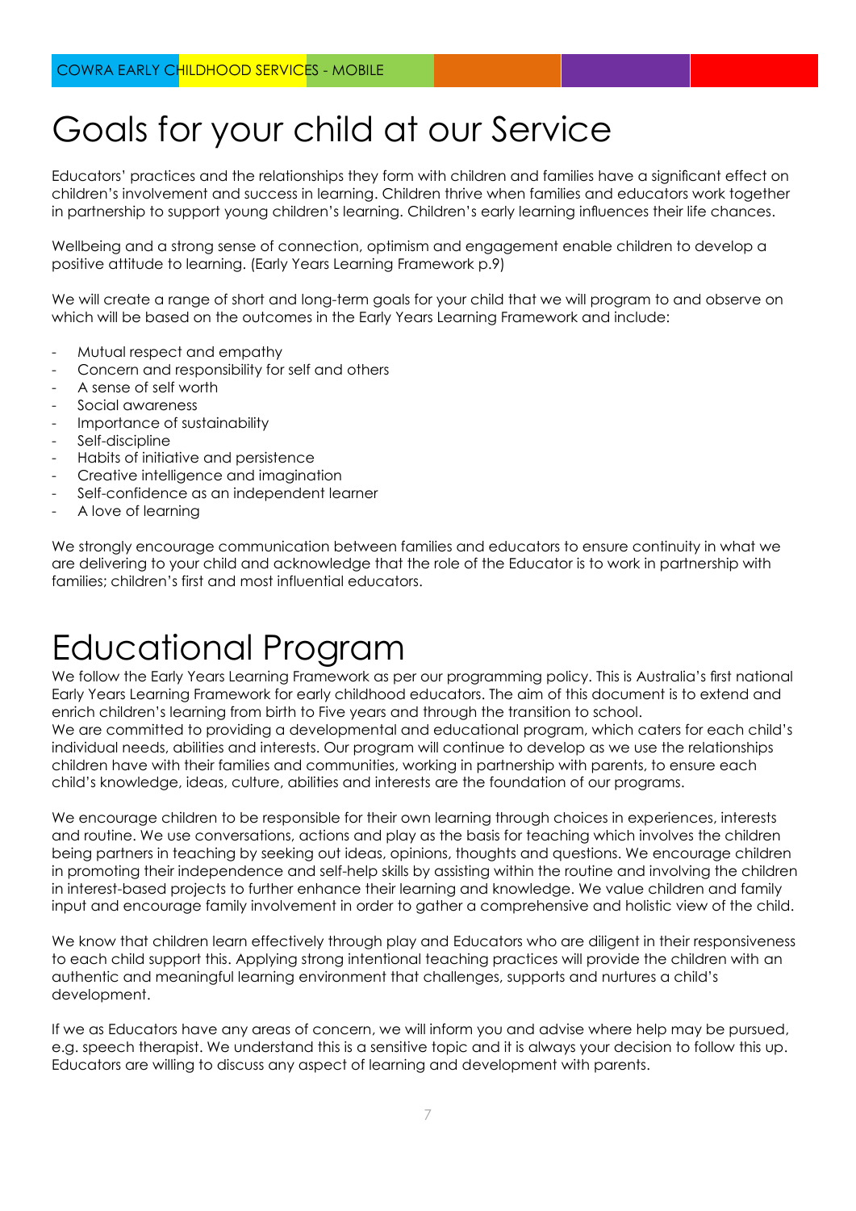# Goals for your child at our Service

Educators' practices and the relationships they form with children and families have a significant effect on children's involvement and success in learning. Children thrive when families and educators work together in partnership to support young children's learning. Children's early learning influences their life chances.

Wellbeing and a strong sense of connection, optimism and engagement enable children to develop a positive attitude to learning. (Early Years Learning Framework p.9)

We will create a range of short and long-term goals for your child that we will program to and observe on which will be based on the outcomes in the Early Years Learning Framework and include:

- Mutual respect and empathy
- Concern and responsibility for self and others
- A sense of self worth
- Social awareness
- Importance of sustainability
- Self-discipline
- Habits of initiative and persistence
- Creative intelligence and imagination
- Self-confidence as an independent learner
- A love of learning

We strongly encourage communication between families and educators to ensure continuity in what we are delivering to your child and acknowledge that the role of the Educator is to work in partnership with families; children's first and most influential educators.

# Educational Program

We follow the Early Years Learning Framework as per our programming policy. This is Australia's first national Early Years Learning Framework for early childhood educators. The aim of this document is to extend and enrich children's learning from birth to Five years and through the transition to school.
We are committed to providing a developmental and educational program, which caters for each child's individual needs, abilities and interests. Our program will continue to develop as we use the relationships children have with their families and communities, working in partnership with parents, to ensure each child's knowledge, ideas, culture, abilities and interests are the foundation of our programs.

We encourage children to be responsible for their own learning through choices in experiences, interests and routine. We use conversations, actions and play as the basis for teaching which involves the children being partners in teaching by seeking out ideas, opinions, thoughts and questions. We encourage children in promoting their independence and self-help skills by assisting within the routine and involving the children in interest-based projects to further enhance their learning and knowledge. We value children and family input and encourage family involvement in order to gather a comprehensive and holistic view of the child.

We know that children learn effectively through play and Educators who are diligent in their responsiveness to each child support this. Applying strong intentional teaching practices will provide the children with an authentic and meaningful learning environment that challenges, supports and nurtures a child's development.

If we as Educators have any areas of concern, we will inform you and advise where help may be pursued, e.g. speech therapist. We understand this is a sensitive topic and it is always your decision to follow this up. Educators are willing to discuss any aspect of learning and development with parents.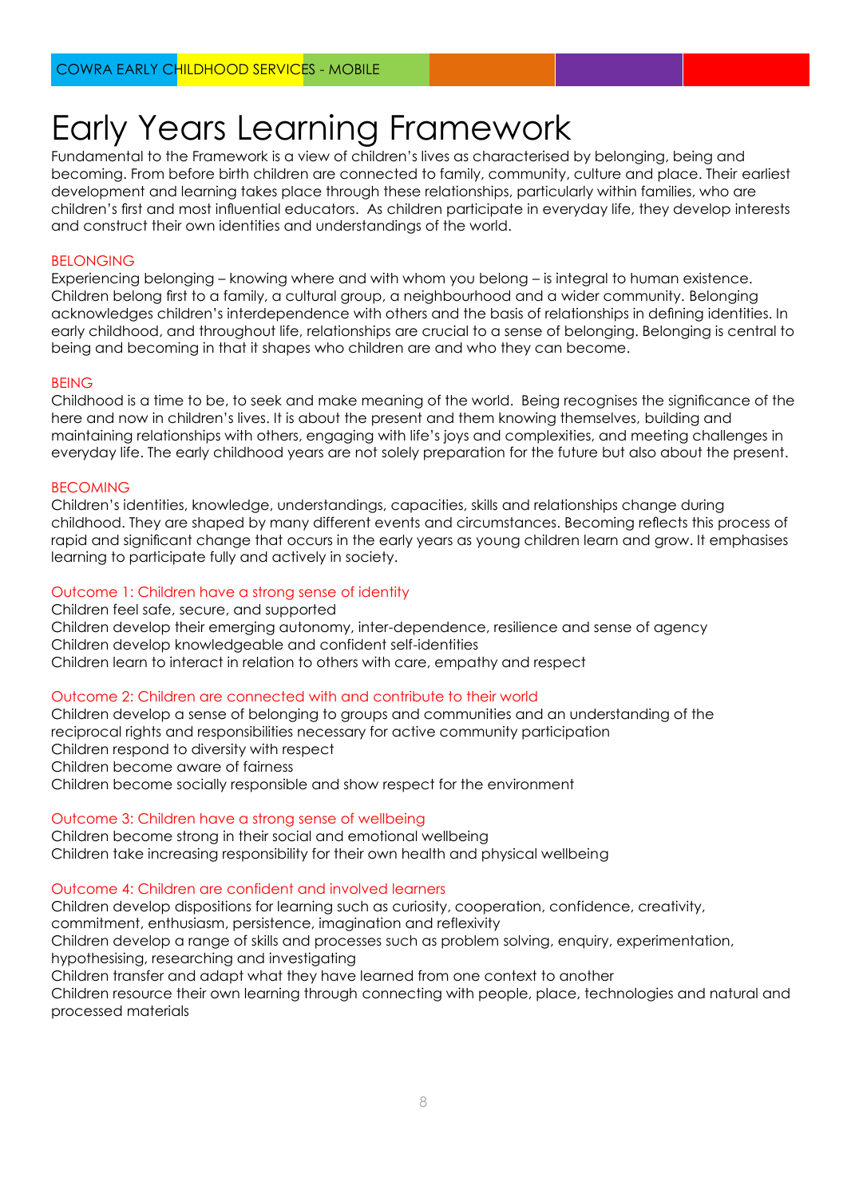# Early Years Learning Framework

Fundamental to the Framework is a view of children's lives as characterised by belonging, being and becoming. From before birth children are connected to family, community, culture and place. Their earliest development and learning takes place through these relationships, particularly within families, who are children's first and most influential educators. As children participate in everyday life, they develop interests and construct their own identities and understandings of the world.

## BELONGING

Experiencing belonging – knowing where and with whom you belong – is integral to human existence. Children belong first to a family, a cultural group, a neighbourhood and a wider community. Belonging acknowledges children's interdependence with others and the basis of relationships in defining identities. In early childhood, and throughout life, relationships are crucial to a sense of belonging. Belonging is central to being and becoming in that it shapes who children are and who they can become.

## BEING

Childhood is a time to be, to seek and make meaning of the world. Being recognises the significance of the here and now in children's lives. It is about the present and them knowing themselves, building and maintaining relationships with others, engaging with life's joys and complexities, and meeting challenges in everyday life. The early childhood years are not solely preparation for the future but also about the present.

## BECOMING

Children's identities, knowledge, understandings, capacities, skills and relationships change during childhood. They are shaped by many different events and circumstances. Becoming reflects this process of rapid and significant change that occurs in the early years as young children learn and grow. It emphasises learning to participate fully and actively in society.

## Outcome 1: Children have a strong sense of identity

Children feel safe, secure, and supported
Children develop their emerging autonomy, inter-dependence, resilience and sense of agency
Children develop knowledgeable and confident self-identities
Children learn to interact in relation to others with care, empathy and respect

## Outcome 2: Children are connected with and contribute to their world

Children develop a sense of belonging to groups and communities and an understanding of the reciprocal rights and responsibilities necessary for active community participation
Children respond to diversity with respect
Children become aware of fairness
Children become socially responsible and show respect for the environment

## Outcome 3: Children have a strong sense of wellbeing

Children become strong in their social and emotional wellbeing
Children take increasing responsibility for their own health and physical wellbeing

## Outcome 4: Children are confident and involved learners

Children develop dispositions for learning such as curiosity, cooperation, confidence, creativity, commitment, enthusiasm, persistence, imagination and reflexivity
Children develop a range of skills and processes such as problem solving, enquiry, experimentation, hypothesising, researching and investigating
Children transfer and adapt what they have learned from one context to another
Children resource their own learning through connecting with people, place, technologies and natural and processed materials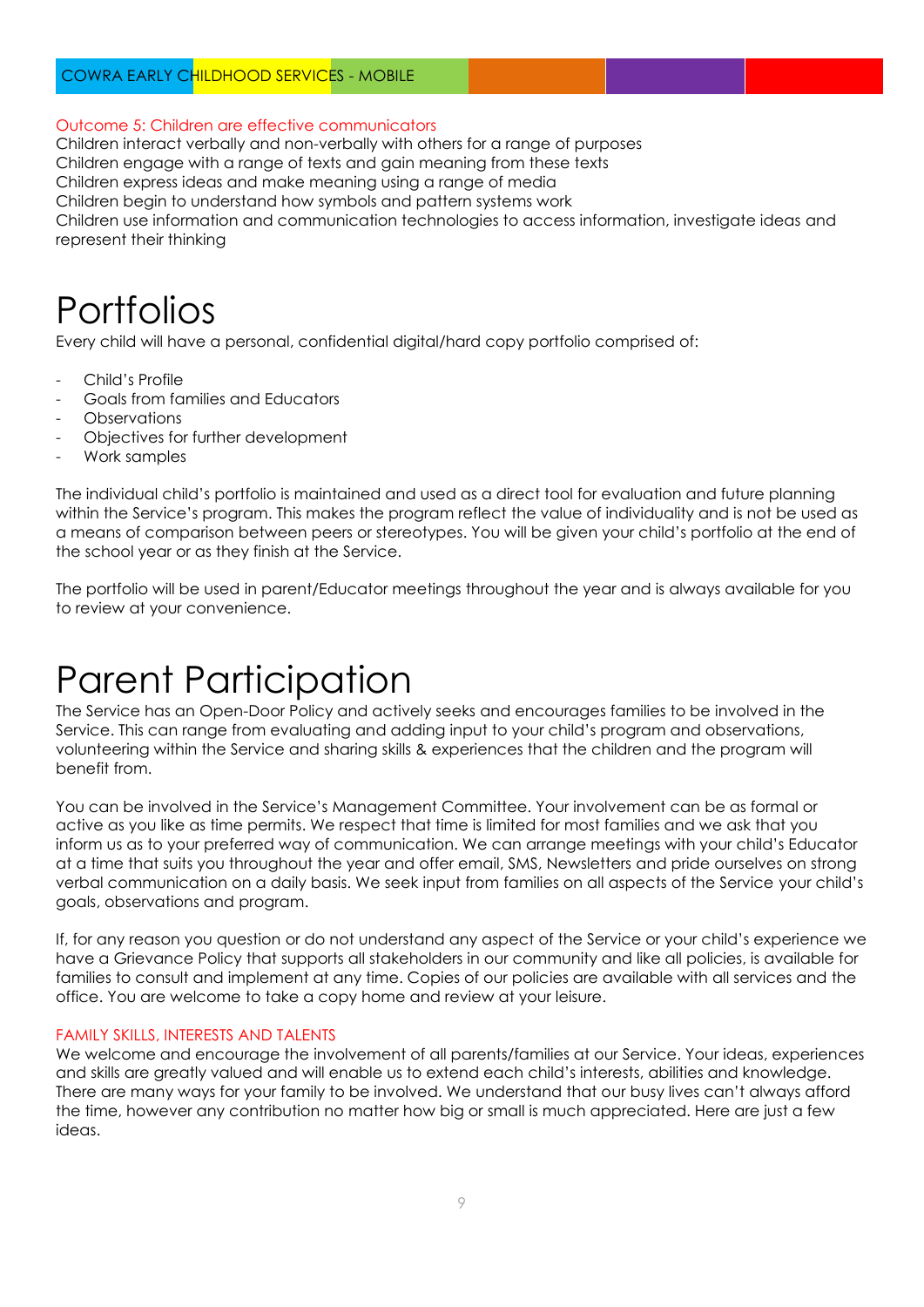### Outcome 5: Children are effective communicators

Children interact verbally and non-verbally with others for a range of purposes
Children engage with a range of texts and gain meaning from these texts
Children express ideas and make meaning using a range of media
Children begin to understand how symbols and pattern systems work
Children use information and communication technologies to access information, investigate ideas and represent their thinking

# Portfolios

Every child will have a personal, confidential digital/hard copy portfolio comprised of:

- Child's Profile
- Goals from families and Educators
- Observations
- Objectives for further development
- Work samples

The individual child's portfolio is maintained and used as a direct tool for evaluation and future planning within the Service's program. This makes the program reflect the value of individuality and is not be used as a means of comparison between peers or stereotypes. You will be given your child's portfolio at the end of the school year or as they finish at the Service.

The portfolio will be used in parent/Educator meetings throughout the year and is always available for you to review at your convenience.

# Parent Participation

The Service has an Open-Door Policy and actively seeks and encourages families to be involved in the Service. This can range from evaluating and adding input to your child's program and observations, volunteering within the Service and sharing skills & experiences that the children and the program will benefit from.

You can be involved in the Service's Management Committee. Your involvement can be as formal or active as you like as time permits. We respect that time is limited for most families and we ask that you inform us as to your preferred way of communication. We can arrange meetings with your child's Educator at a time that suits you throughout the year and offer email, SMS, Newsletters and pride ourselves on strong verbal communication on a daily basis. We seek input from families on all aspects of the Service your child's goals, observations and program.

If, for any reason you question or do not understand any aspect of the Service or your child's experience we have a Grievance Policy that supports all stakeholders in our community and like all policies, is available for families to consult and implement at any time. Copies of our policies are available with all services and the office. You are welcome to take a copy home and review at your leisure.

### FAMILY SKILLS, INTERESTS AND TALENTS

We welcome and encourage the involvement of all parents/families at our Service. Your ideas, experiences and skills are greatly valued and will enable us to extend each child's interests, abilities and knowledge. There are many ways for your family to be involved. We understand that our busy lives can't always afford the time, however any contribution no matter how big or small is much appreciated. Here are just a few ideas.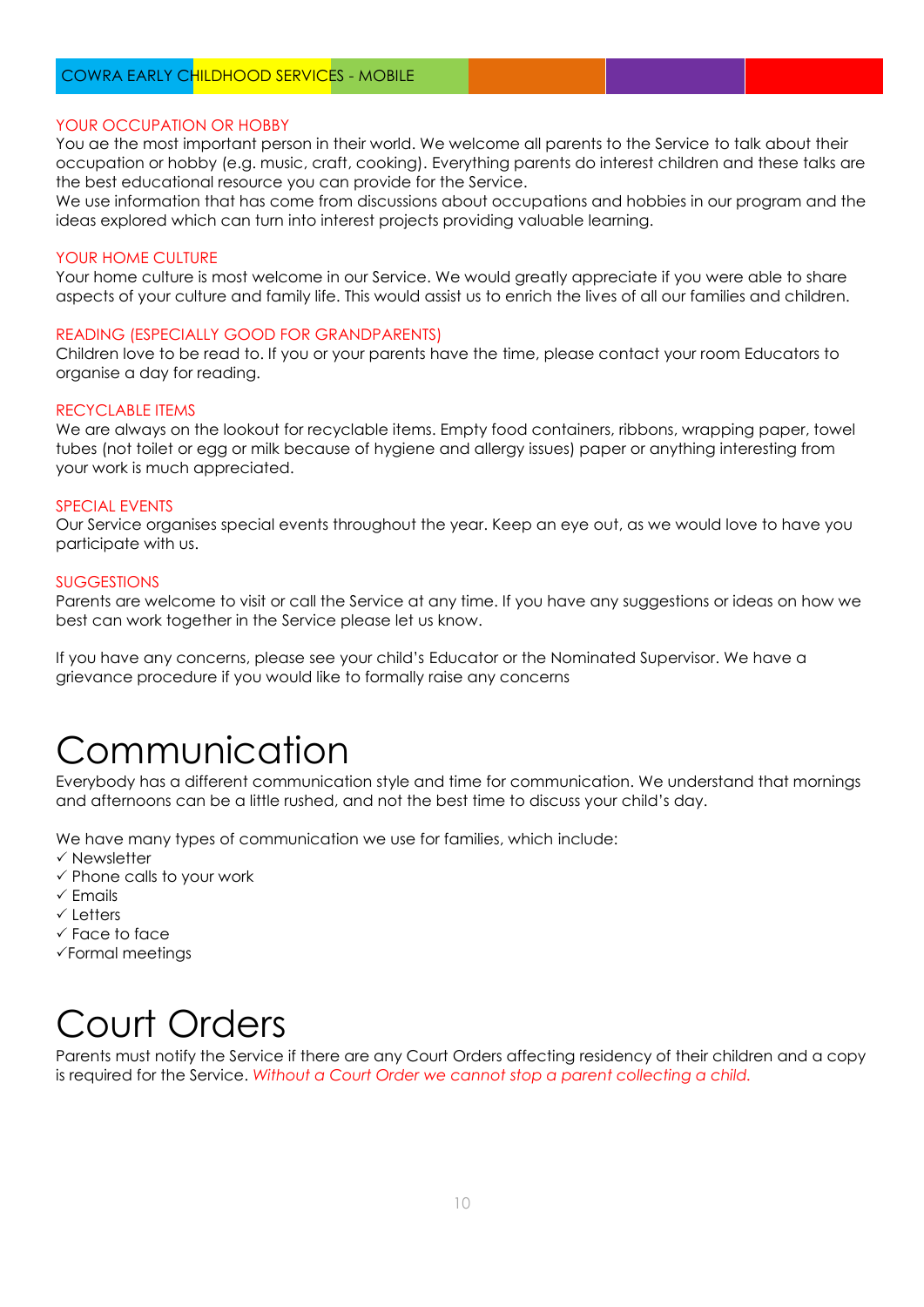### YOUR OCCUPATION OR HOBBY

You ae the most important person in their world. We welcome all parents to the Service to talk about their occupation or hobby (e.g. music, craft, cooking). Everything parents do interest children and these talks are the best educational resource you can provide for the Service.
We use information that has come from discussions about occupations and hobbies in our program and the ideas explored which can turn into interest projects providing valuable learning.

### YOUR HOME CULTURE

Your home culture is most welcome in our Service. We would greatly appreciate if you were able to share aspects of your culture and family life. This would assist us to enrich the lives of all our families and children.

### READING (ESPECIALLY GOOD FOR GRANDPARENTS)

Children love to be read to. If you or your parents have the time, please contact your room Educators to organise a day for reading.

### RECYCLABLE ITEMS

We are always on the lookout for recyclable items. Empty food containers, ribbons, wrapping paper, towel tubes (not toilet or egg or milk because of hygiene and allergy issues) paper or anything interesting from your work is much appreciated.

### SPECIAL EVENTS

Our Service organises special events throughout the year. Keep an eye out, as we would love to have you participate with us.

### SUGGESTIONS

Parents are welcome to visit or call the Service at any time. If you have any suggestions or ideas on how we best can work together in the Service please let us know.

If you have any concerns, please see your child's Educator or the Nominated Supervisor. We have a grievance procedure if you would like to formally raise any concerns

# Communication

Everybody has a different communication style and time for communication. We understand that mornings and afternoons can be a little rushed, and not the best time to discuss your child's day.

We have many types of communication we use for families, which include:

- ✓ Newsletter
- ✓ Phone calls to your work
- ✓ Emails
- ✓ Letters
- ✓ Face to face
- ✓ Formal meetings

# Court Orders

Parents must notify the Service if there are any Court Orders affecting residency of their children and a copy is required for the Service. *Without a Court Order we cannot stop a parent collecting a child.*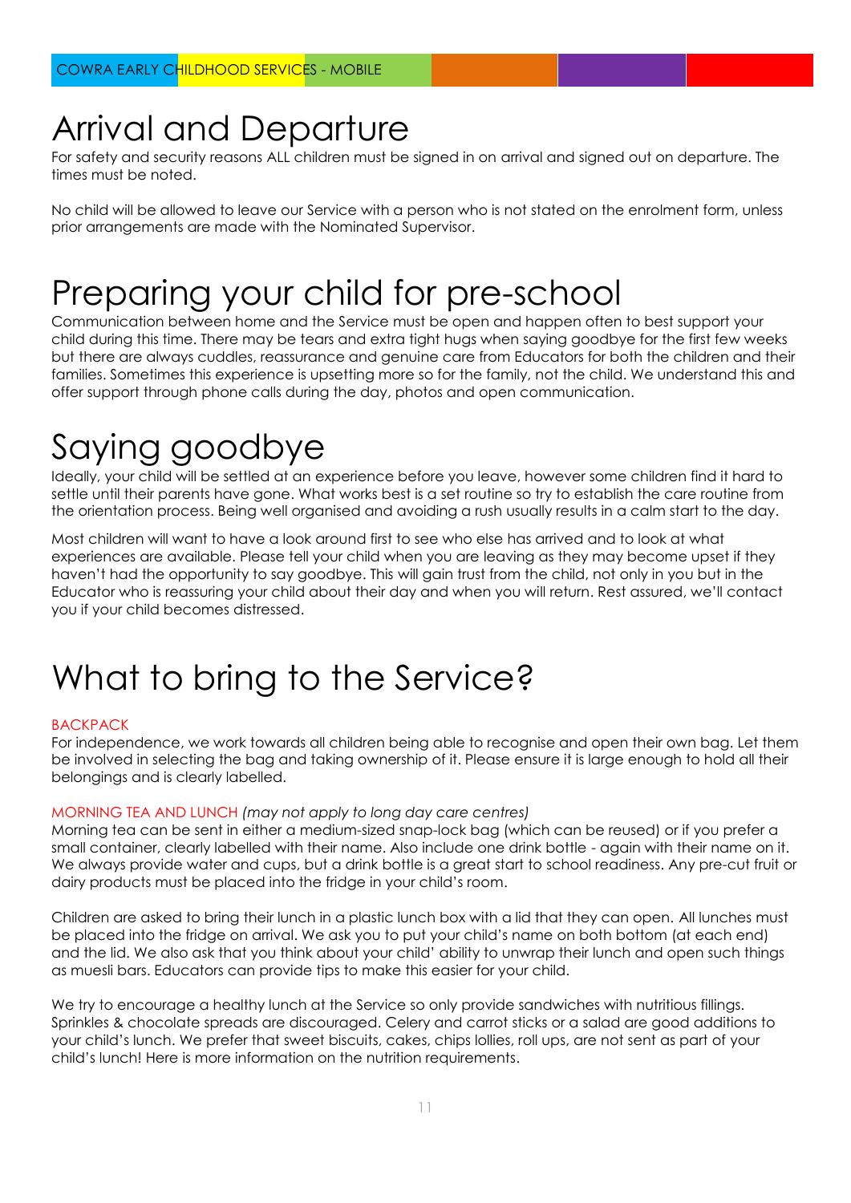# Arrival and Departure

For safety and security reasons ALL children must be signed in on arrival and signed out on departure. The times must be noted.

No child will be allowed to leave our Service with a person who is not stated on the enrolment form, unless prior arrangements are made with the Nominated Supervisor.

# Preparing your child for pre-school

Communication between home and the Service must be open and happen often to best support your child during this time. There may be tears and extra tight hugs when saying goodbye for the first few weeks but there are always cuddles, reassurance and genuine care from Educators for both the children and their families. Sometimes this experience is upsetting more so for the family, not the child. We understand this and offer support through phone calls during the day, photos and open communication.

# Saying goodbye

Ideally, your child will be settled at an experience before you leave, however some children find it hard to settle until their parents have gone. What works best is a set routine so try to establish the care routine from the orientation process. Being well organised and avoiding a rush usually results in a calm start to the day.

Most children will want to have a look around first to see who else has arrived and to look at what experiences are available. Please tell your child when you are leaving as they may become upset if they haven't had the opportunity to say goodbye. This will gain trust from the child, not only in you but in the Educator who is reassuring your child about their day and when you will return. Rest assured, we'll contact you if your child becomes distressed.

# What to bring to the Service?

### BACKPACK

For independence, we work towards all children being able to recognise and open their own bag. Let them be involved in selecting the bag and taking ownership of it. Please ensure it is large enough to hold all their belongings and is clearly labelled.

### MORNING TEA AND LUNCH *(may not apply to long day care centres)*

Morning tea can be sent in either a medium-sized snap-lock bag (which can be reused) or if you prefer a small container, clearly labelled with their name. Also include one drink bottle - again with their name on it. We always provide water and cups, but a drink bottle is a great start to school readiness. Any pre-cut fruit or dairy products must be placed into the fridge in your child's room.

Children are asked to bring their lunch in a plastic lunch box with a lid that they can open. All lunches must be placed into the fridge on arrival. We ask you to put your child's name on both bottom (at each end) and the lid. We also ask that you think about your child' ability to unwrap their lunch and open such things as muesli bars. Educators can provide tips to make this easier for your child.

We try to encourage a healthy lunch at the Service so only provide sandwiches with nutritious fillings. Sprinkles & chocolate spreads are discouraged. Celery and carrot sticks or a salad are good additions to your child's lunch. We prefer that sweet biscuits, cakes, chips lollies, roll ups, are not sent as part of your child's lunch! Here is more information on the nutrition requirements.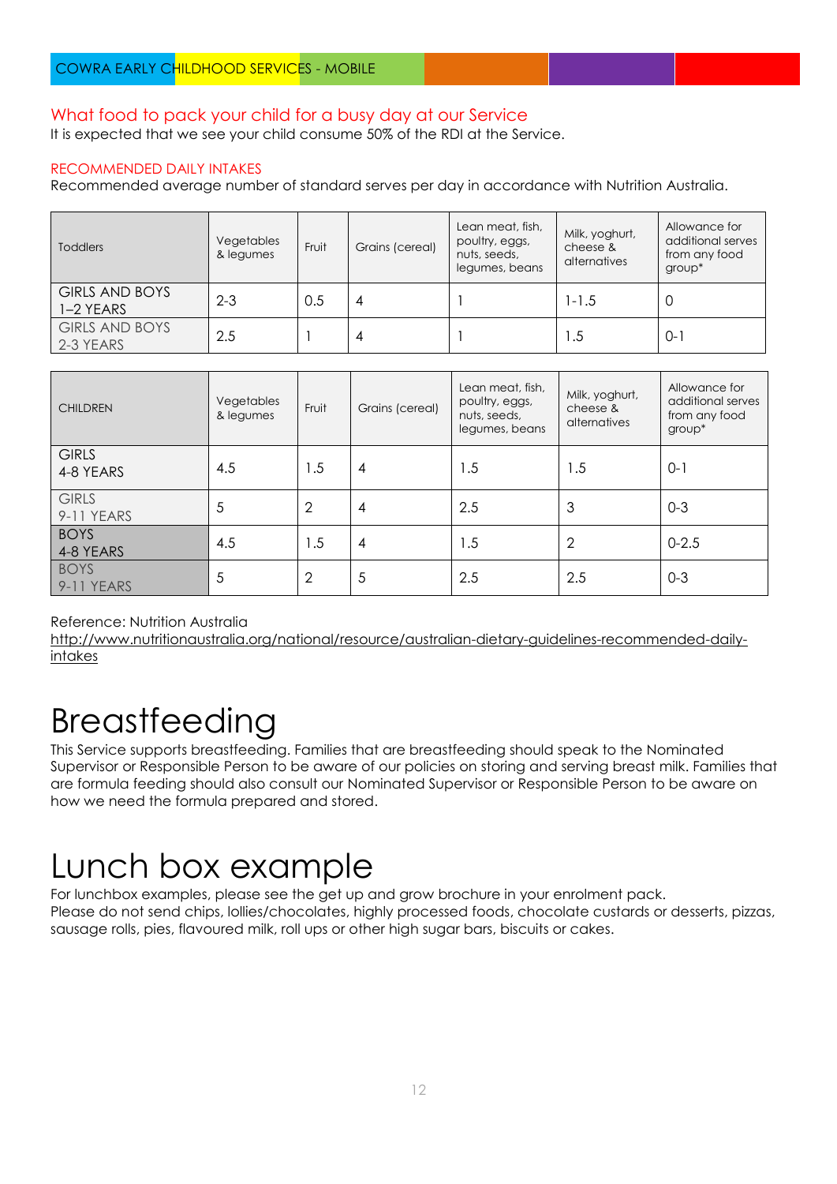## What food to pack your child for a busy day at our Service

It is expected that we see your child consume 50% of the RDI at the Service.

### RECOMMENDED DAILY INTAKES

Recommended average number of standard serves per day in accordance with Nutrition Australia.

| Toddlers | Vegetables & legumes | Fruit | Grains (cereal) | Lean meat, fish, poultry, eggs, nuts, seeds, legumes, beans | Milk, yoghurt, cheese & alternatives | Allowance for additional serves from any food group* |
|---|---|---|---|---|---|---|
| GIRLS AND BOYS 1–2 YEARS | 2-3 | 0.5 | 4 | 1 | 1-1.5 | 0 |
| GIRLS AND BOYS 2-3 YEARS | 2.5 | 1 | 4 | 1 | 1.5 | 0-1 |

| CHILDREN | Vegetables & legumes | Fruit | Grains (cereal) | Lean meat, fish, poultry, eggs, nuts, seeds, legumes, beans | Milk, yoghurt, cheese & alternatives | Allowance for additional serves from any food group* |
|---|---|---|---|---|---|---|
| GIRLS 4-8 YEARS | 4.5 | 1.5 | 4 | 1.5 | 1.5 | 0-1 |
| GIRLS 9-11 YEARS | 5 | 2 | 4 | 2.5 | 3 | 0-3 |
| BOYS 4-8 YEARS | 4.5 | 1.5 | 4 | 1.5 | 2 | 0-2.5 |
| BOYS 9-11 YEARS | 5 | 2 | 5 | 2.5 | 2.5 | 0-3 |

Reference: Nutrition Australia
http://www.nutritionaustralia.org/national/resource/australian-dietary-guidelines-recommended-daily-intakes

# Breastfeeding

This Service supports breastfeeding. Families that are breastfeeding should speak to the Nominated Supervisor or Responsible Person to be aware of our policies on storing and serving breast milk. Families that are formula feeding should also consult our Nominated Supervisor or Responsible Person to be aware on how we need the formula prepared and stored.

# Lunch box example

For lunchbox examples, please see the get up and grow brochure in your enrolment pack.
Please do not send chips, lollies/chocolates, highly processed foods, chocolate custards or desserts, pizzas, sausage rolls, pies, flavoured milk, roll ups or other high sugar bars, biscuits or cakes.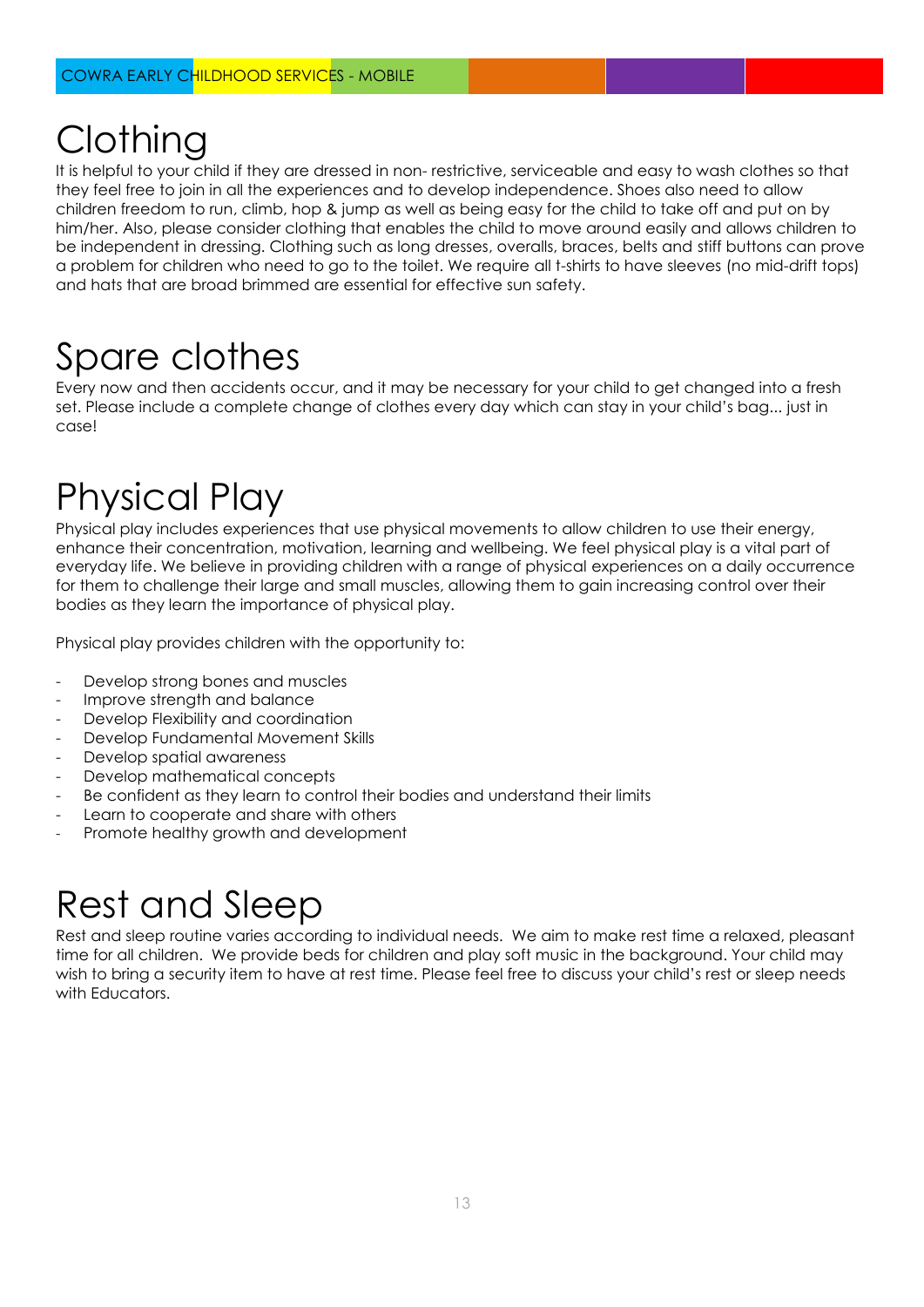# Clothing

It is helpful to your child if they are dressed in non- restrictive, serviceable and easy to wash clothes so that they feel free to join in all the experiences and to develop independence. Shoes also need to allow children freedom to run, climb, hop & jump as well as being easy for the child to take off and put on by him/her. Also, please consider clothing that enables the child to move around easily and allows children to be independent in dressing. Clothing such as long dresses, overalls, braces, belts and stiff buttons can prove a problem for children who need to go to the toilet. We require all t-shirts to have sleeves (no mid-drift tops) and hats that are broad brimmed are essential for effective sun safety.

# Spare clothes

Every now and then accidents occur, and it may be necessary for your child to get changed into a fresh set. Please include a complete change of clothes every day which can stay in your child's bag... just in case!

# Physical Play

Physical play includes experiences that use physical movements to allow children to use their energy, enhance their concentration, motivation, learning and wellbeing. We feel physical play is a vital part of everyday life. We believe in providing children with a range of physical experiences on a daily occurrence for them to challenge their large and small muscles, allowing them to gain increasing control over their bodies as they learn the importance of physical play.

Physical play provides children with the opportunity to:

- Develop strong bones and muscles
- Improve strength and balance
- Develop Flexibility and coordination
- Develop Fundamental Movement Skills
- Develop spatial awareness
- Develop mathematical concepts
- Be confident as they learn to control their bodies and understand their limits
- Learn to cooperate and share with others
- Promote healthy growth and development

# Rest and Sleep

Rest and sleep routine varies according to individual needs. We aim to make rest time a relaxed, pleasant time for all children. We provide beds for children and play soft music in the background. Your child may wish to bring a security item to have at rest time. Please feel free to discuss your child's rest or sleep needs with Educators.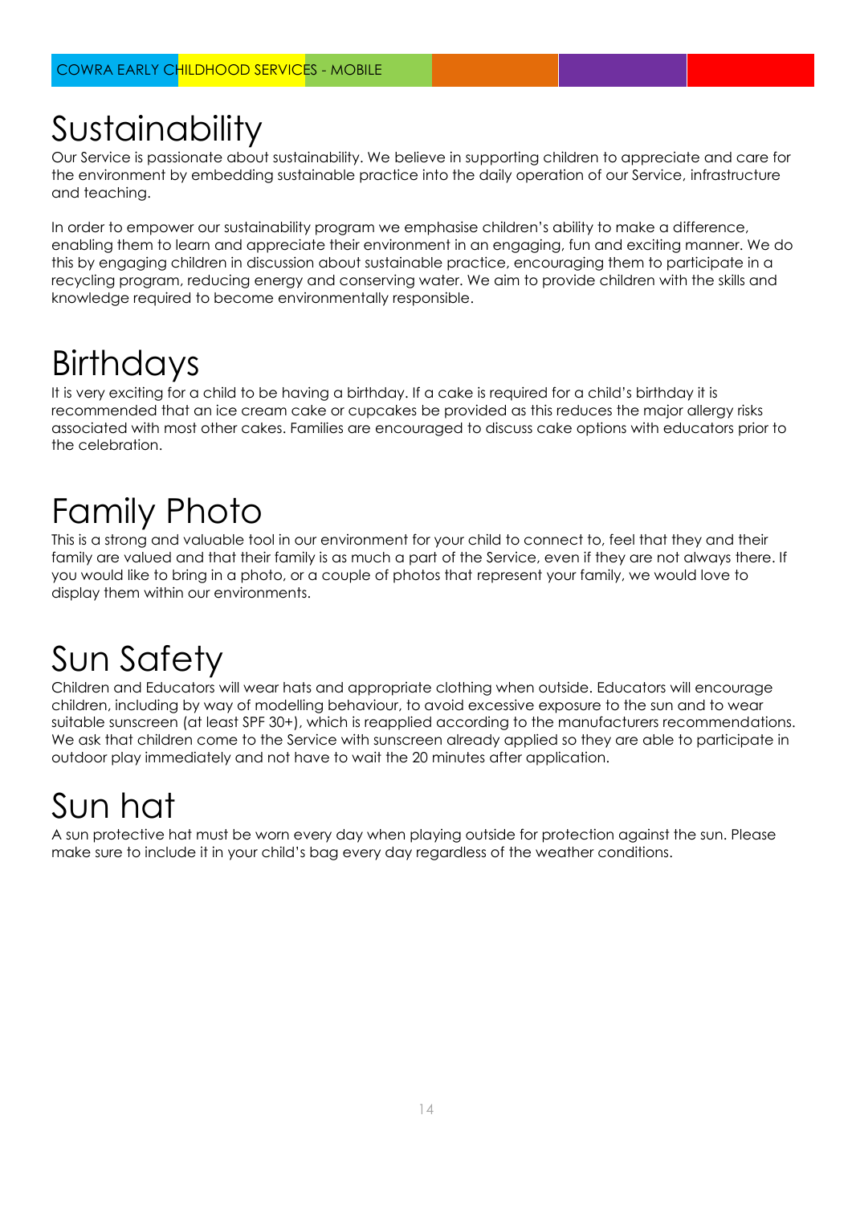# Sustainability

Our Service is passionate about sustainability. We believe in supporting children to appreciate and care for the environment by embedding sustainable practice into the daily operation of our Service, infrastructure and teaching.

In order to empower our sustainability program we emphasise children's ability to make a difference, enabling them to learn and appreciate their environment in an engaging, fun and exciting manner. We do this by engaging children in discussion about sustainable practice, encouraging them to participate in a recycling program, reducing energy and conserving water. We aim to provide children with the skills and knowledge required to become environmentally responsible.

# Birthdays

It is very exciting for a child to be having a birthday. If a cake is required for a child's birthday it is recommended that an ice cream cake or cupcakes be provided as this reduces the major allergy risks associated with most other cakes. Families are encouraged to discuss cake options with educators prior to the celebration.

# Family Photo

This is a strong and valuable tool in our environment for your child to connect to, feel that they and their family are valued and that their family is as much a part of the Service, even if they are not always there. If you would like to bring in a photo, or a couple of photos that represent your family, we would love to display them within our environments.

# Sun Safety

Children and Educators will wear hats and appropriate clothing when outside. Educators will encourage children, including by way of modelling behaviour, to avoid excessive exposure to the sun and to wear suitable sunscreen (at least SPF 30+), which is reapplied according to the manufacturers recommendations. We ask that children come to the Service with sunscreen already applied so they are able to participate in outdoor play immediately and not have to wait the 20 minutes after application.

# Sun hat

A sun protective hat must be worn every day when playing outside for protection against the sun. Please make sure to include it in your child's bag every day regardless of the weather conditions.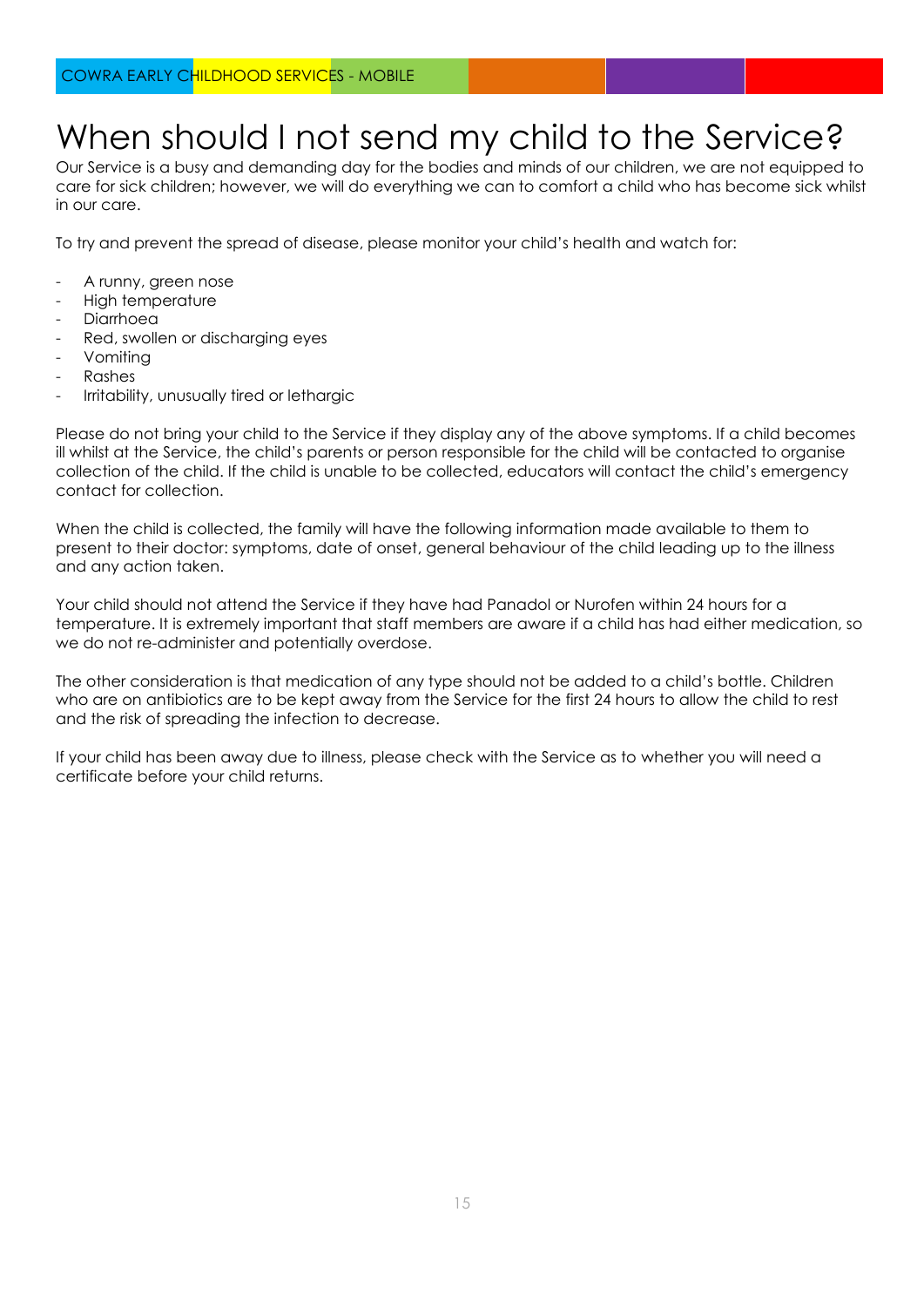# When should I not send my child to the Service?

Our Service is a busy and demanding day for the bodies and minds of our children, we are not equipped to care for sick children; however, we will do everything we can to comfort a child who has become sick whilst in our care.

To try and prevent the spread of disease, please monitor your child's health and watch for:

- A runny, green nose
- High temperature
- Diarrhoea
- Red, swollen or discharging eyes
- Vomiting
- Rashes
- Irritability, unusually tired or lethargic

Please do not bring your child to the Service if they display any of the above symptoms. If a child becomes ill whilst at the Service, the child's parents or person responsible for the child will be contacted to organise collection of the child. If the child is unable to be collected, educators will contact the child's emergency contact for collection.

When the child is collected, the family will have the following information made available to them to present to their doctor: symptoms, date of onset, general behaviour of the child leading up to the illness and any action taken.

Your child should not attend the Service if they have had Panadol or Nurofen within 24 hours for a temperature. It is extremely important that staff members are aware if a child has had either medication, so we do not re-administer and potentially overdose.

The other consideration is that medication of any type should not be added to a child's bottle. Children who are on antibiotics are to be kept away from the Service for the first 24 hours to allow the child to rest and the risk of spreading the infection to decrease.

If your child has been away due to illness, please check with the Service as to whether you will need a certificate before your child returns.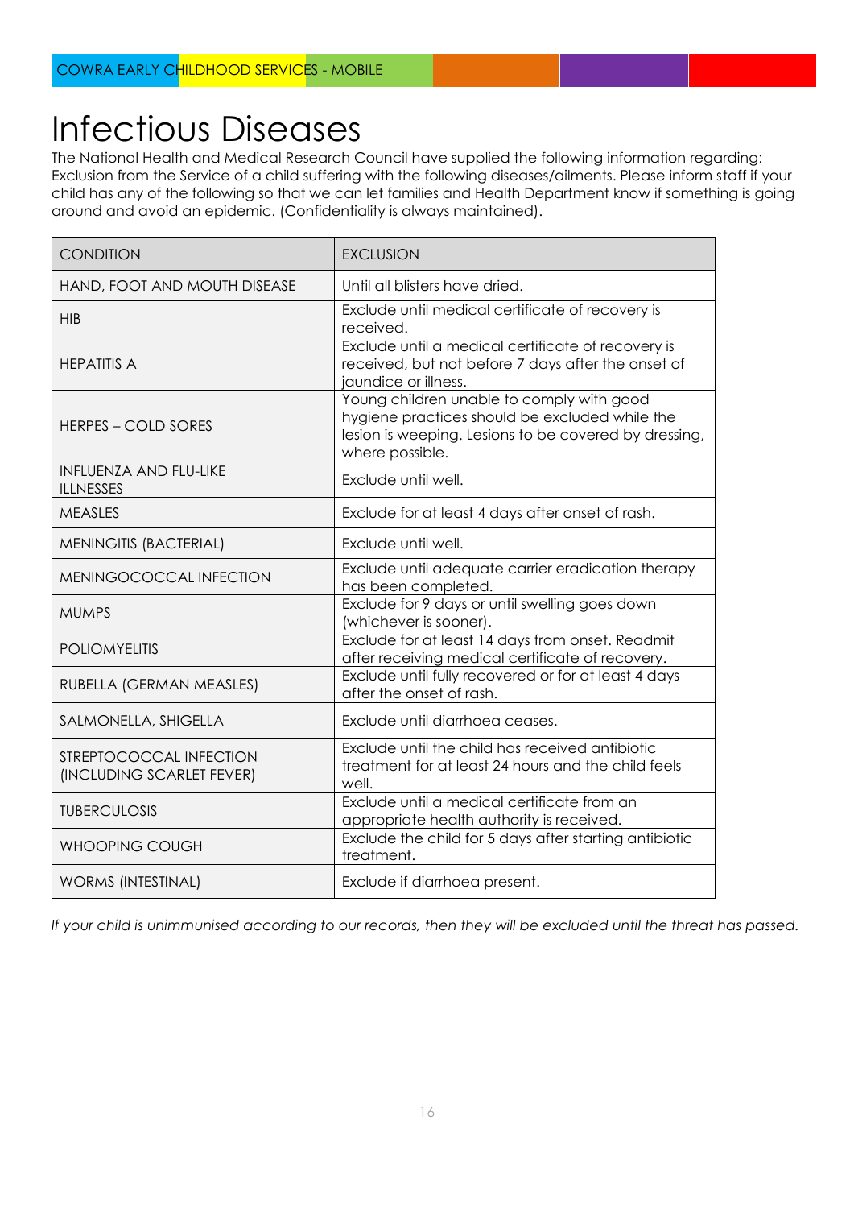# Infectious Diseases

The National Health and Medical Research Council have supplied the following information regarding: Exclusion from the Service of a child suffering with the following diseases/ailments. Please inform staff if your child has any of the following so that we can let families and Health Department know if something is going around and avoid an epidemic. (Confidentiality is always maintained).

| CONDITION | EXCLUSION |
|---|---|
| HAND, FOOT AND MOUTH DISEASE | Until all blisters have dried. |
| HIB | Exclude until medical certificate of recovery is received. |
| HEPATITIS A | Exclude until a medical certificate of recovery is received, but not before 7 days after the onset of jaundice or illness. |
| HERPES – COLD SORES | Young children unable to comply with good hygiene practices should be excluded while the lesion is weeping. Lesions to be covered by dressing, where possible. |
| INFLUENZA AND FLU-LIKE ILLNESSES | Exclude until well. |
| MEASLES | Exclude for at least 4 days after onset of rash. |
| MENINGITIS (BACTERIAL) | Exclude until well. |
| MENINGOCOCCAL INFECTION | Exclude until adequate carrier eradication therapy has been completed. |
| MUMPS | Exclude for 9 days or until swelling goes down (whichever is sooner). |
| POLIOMYELITIS | Exclude for at least 14 days from onset. Readmit after receiving medical certificate of recovery. |
| RUBELLA (GERMAN MEASLES) | Exclude until fully recovered or for at least 4 days after the onset of rash. |
| SALMONELLA, SHIGELLA | Exclude until diarrhoea ceases. |
| STREPTOCOCCAL INFECTION (INCLUDING SCARLET FEVER) | Exclude until the child has received antibiotic treatment for at least 24 hours and the child feels well. |
| TUBERCULOSIS | Exclude until a medical certificate from an appropriate health authority is received. |
| WHOOPING COUGH | Exclude the child for 5 days after starting antibiotic treatment. |
| WORMS (INTESTINAL) | Exclude if diarrhoea present. |

*If your child is unimmunised according to our records, then they will be excluded until the threat has passed.*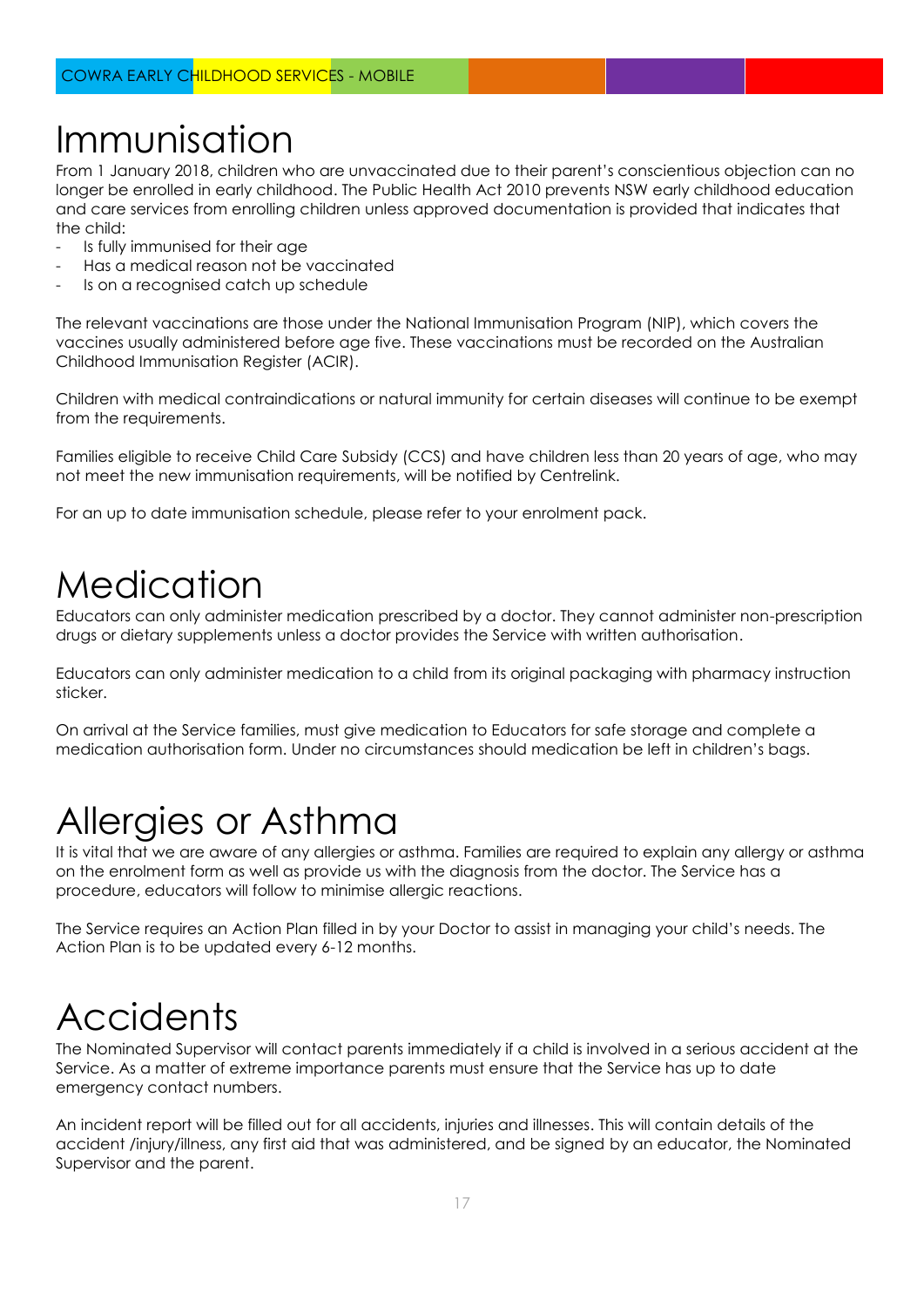# Immunisation

From 1 January 2018, children who are unvaccinated due to their parent's conscientious objection can no longer be enrolled in early childhood. The Public Health Act 2010 prevents NSW early childhood education and care services from enrolling children unless approved documentation is provided that indicates that the child:

- Is fully immunised for their age
- Has a medical reason not be vaccinated
- Is on a recognised catch up schedule

The relevant vaccinations are those under the National Immunisation Program (NIP), which covers the vaccines usually administered before age five. These vaccinations must be recorded on the Australian Childhood Immunisation Register (ACIR).

Children with medical contraindications or natural immunity for certain diseases will continue to be exempt from the requirements.

Families eligible to receive Child Care Subsidy (CCS) and have children less than 20 years of age, who may not meet the new immunisation requirements, will be notified by Centrelink.

For an up to date immunisation schedule, please refer to your enrolment pack.

# Medication

Educators can only administer medication prescribed by a doctor. They cannot administer non-prescription drugs or dietary supplements unless a doctor provides the Service with written authorisation.

Educators can only administer medication to a child from its original packaging with pharmacy instruction sticker.

On arrival at the Service families, must give medication to Educators for safe storage and complete a medication authorisation form. Under no circumstances should medication be left in children's bags.

# Allergies or Asthma

It is vital that we are aware of any allergies or asthma. Families are required to explain any allergy or asthma on the enrolment form as well as provide us with the diagnosis from the doctor. The Service has a procedure, educators will follow to minimise allergic reactions.

The Service requires an Action Plan filled in by your Doctor to assist in managing your child's needs. The Action Plan is to be updated every 6-12 months.

# Accidents

The Nominated Supervisor will contact parents immediately if a child is involved in a serious accident at the Service. As a matter of extreme importance parents must ensure that the Service has up to date emergency contact numbers.

An incident report will be filled out for all accidents, injuries and illnesses. This will contain details of the accident /injury/illness, any first aid that was administered, and be signed by an educator, the Nominated Supervisor and the parent.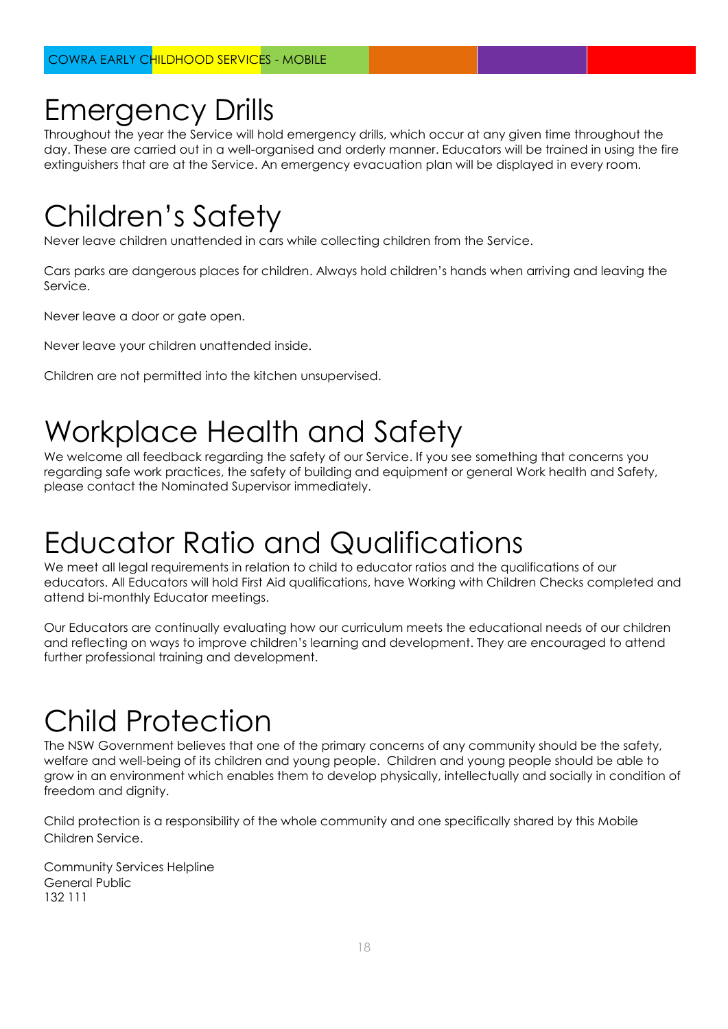# Emergency Drills

Throughout the year the Service will hold emergency drills, which occur at any given time throughout the day. These are carried out in a well-organised and orderly manner. Educators will be trained in using the fire extinguishers that are at the Service. An emergency evacuation plan will be displayed in every room.

# Children's Safety

Never leave children unattended in cars while collecting children from the Service.

Cars parks are dangerous places for children. Always hold children's hands when arriving and leaving the Service.

Never leave a door or gate open.

Never leave your children unattended inside.

Children are not permitted into the kitchen unsupervised.

# Workplace Health and Safety

We welcome all feedback regarding the safety of our Service. If you see something that concerns you regarding safe work practices, the safety of building and equipment or general Work health and Safety, please contact the Nominated Supervisor immediately.

# Educator Ratio and Qualifications

We meet all legal requirements in relation to child to educator ratios and the qualifications of our educators. All Educators will hold First Aid qualifications, have Working with Children Checks completed and attend bi-monthly Educator meetings.

Our Educators are continually evaluating how our curriculum meets the educational needs of our children and reflecting on ways to improve children's learning and development. They are encouraged to attend further professional training and development.

# Child Protection

The NSW Government believes that one of the primary concerns of any community should be the safety, welfare and well-being of its children and young people. Children and young people should be able to grow in an environment which enables them to develop physically, intellectually and socially in condition of freedom and dignity.

Child protection is a responsibility of the whole community and one specifically shared by this Mobile Children Service.

Community Services Helpline
General Public
132 111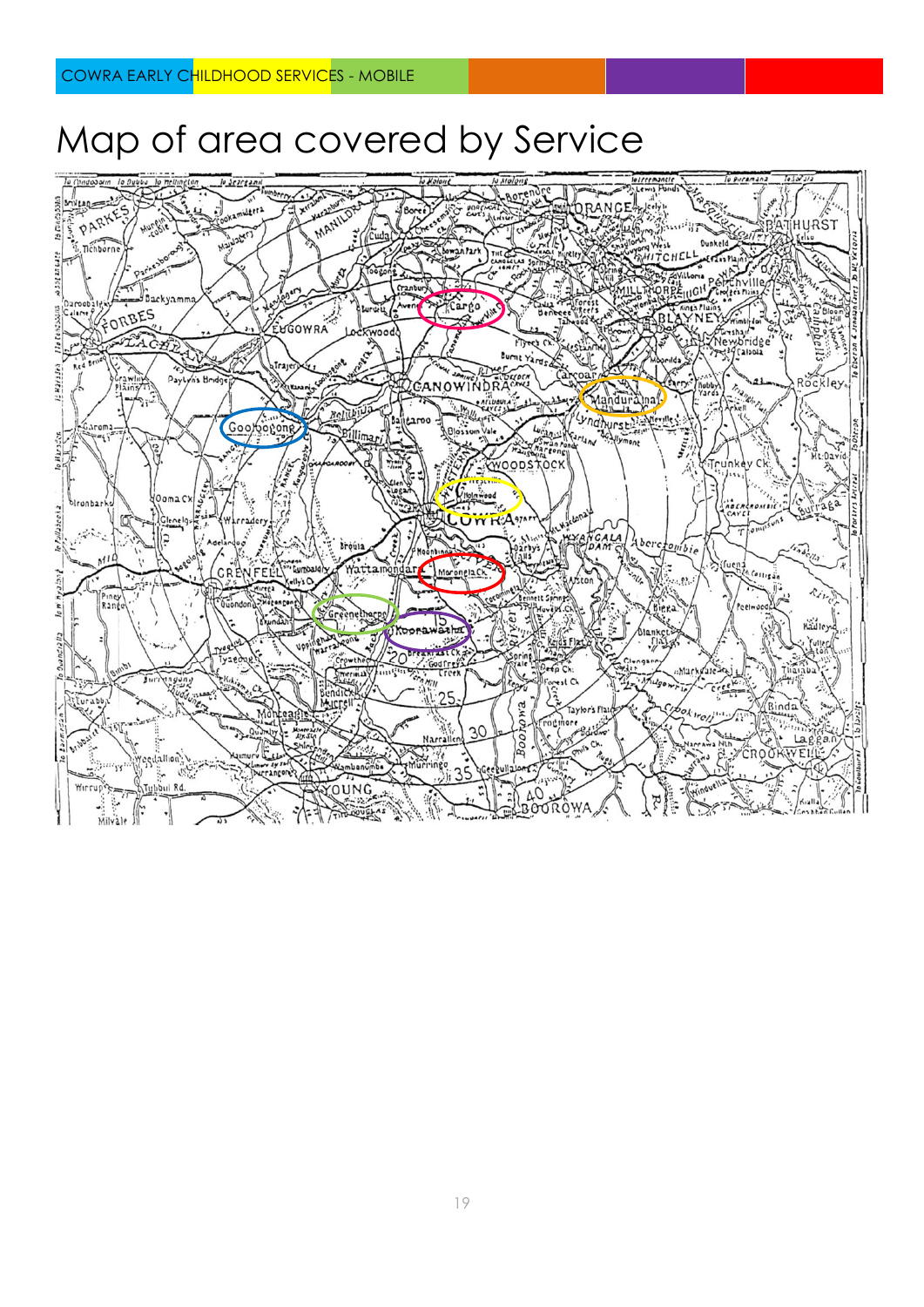# Map of area covered by Service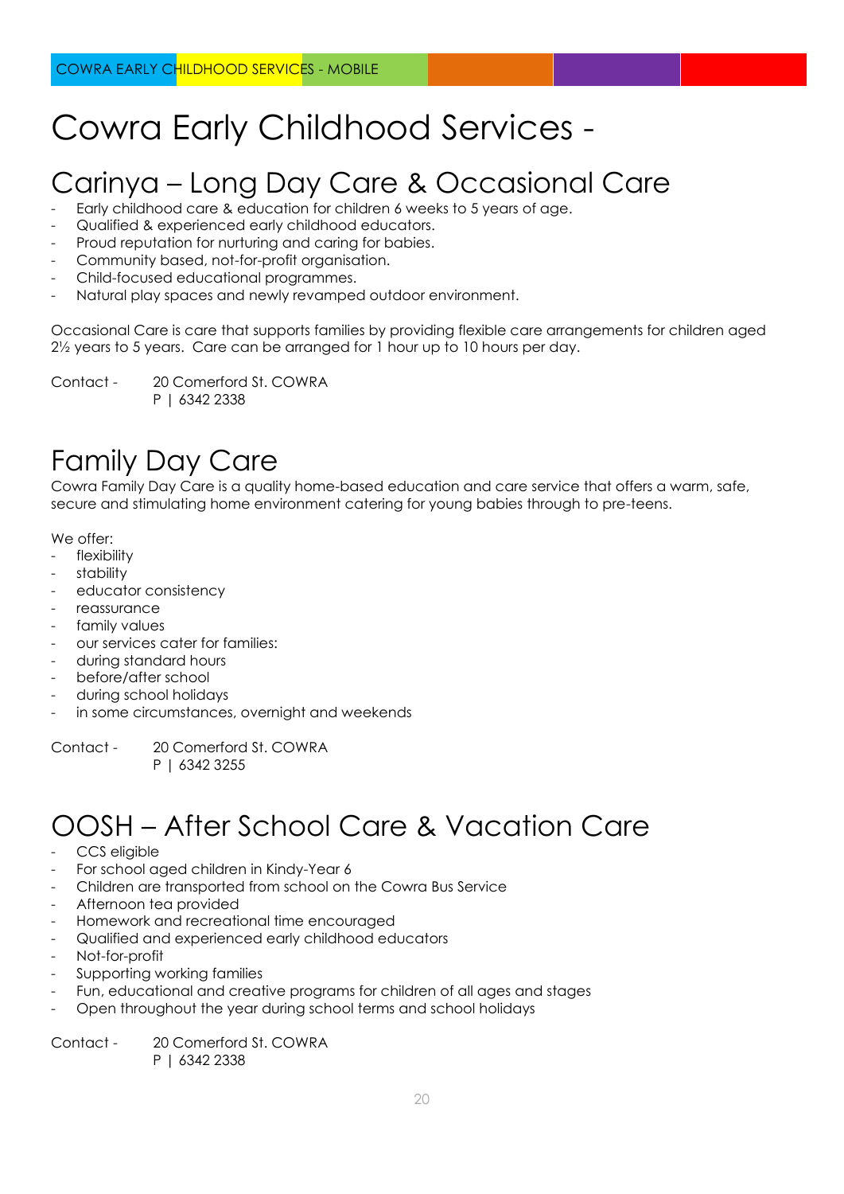# Cowra Early Childhood Services -

## Carinya – Long Day Care & Occasional Care

- Early childhood care & education for children 6 weeks to 5 years of age.
- Qualified & experienced early childhood educators.
- Proud reputation for nurturing and caring for babies.
- Community based, not-for-profit organisation.
- Child-focused educational programmes.
- Natural play spaces and newly revamped outdoor environment.

Occasional Care is care that supports families by providing flexible care arrangements for children aged 2½ years to 5 years. Care can be arranged for 1 hour up to 10 hours per day.

Contact - 20 Comerford St. COWRA
P | 6342 2338

## Family Day Care

Cowra Family Day Care is a quality home-based education and care service that offers a warm, safe, secure and stimulating home environment catering for young babies through to pre-teens.

We offer:

- flexibility
- stability
- educator consistency
- reassurance
- family values
- our services cater for families:
- during standard hours
- before/after school
- during school holidays
- in some circumstances, overnight and weekends

Contact - 20 Comerford St. COWRA
P | 6342 3255

## OOSH – After School Care & Vacation Care

- CCS eligible
- For school aged children in Kindy-Year 6
- Children are transported from school on the Cowra Bus Service
- Afternoon tea provided
- Homework and recreational time encouraged
- Qualified and experienced early childhood educators
- Not-for-profit
- Supporting working families
- Fun, educational and creative programs for children of all ages and stages
- Open throughout the year during school terms and school holidays

Contact - 20 Comerford St. COWRA
P | 6342 2338